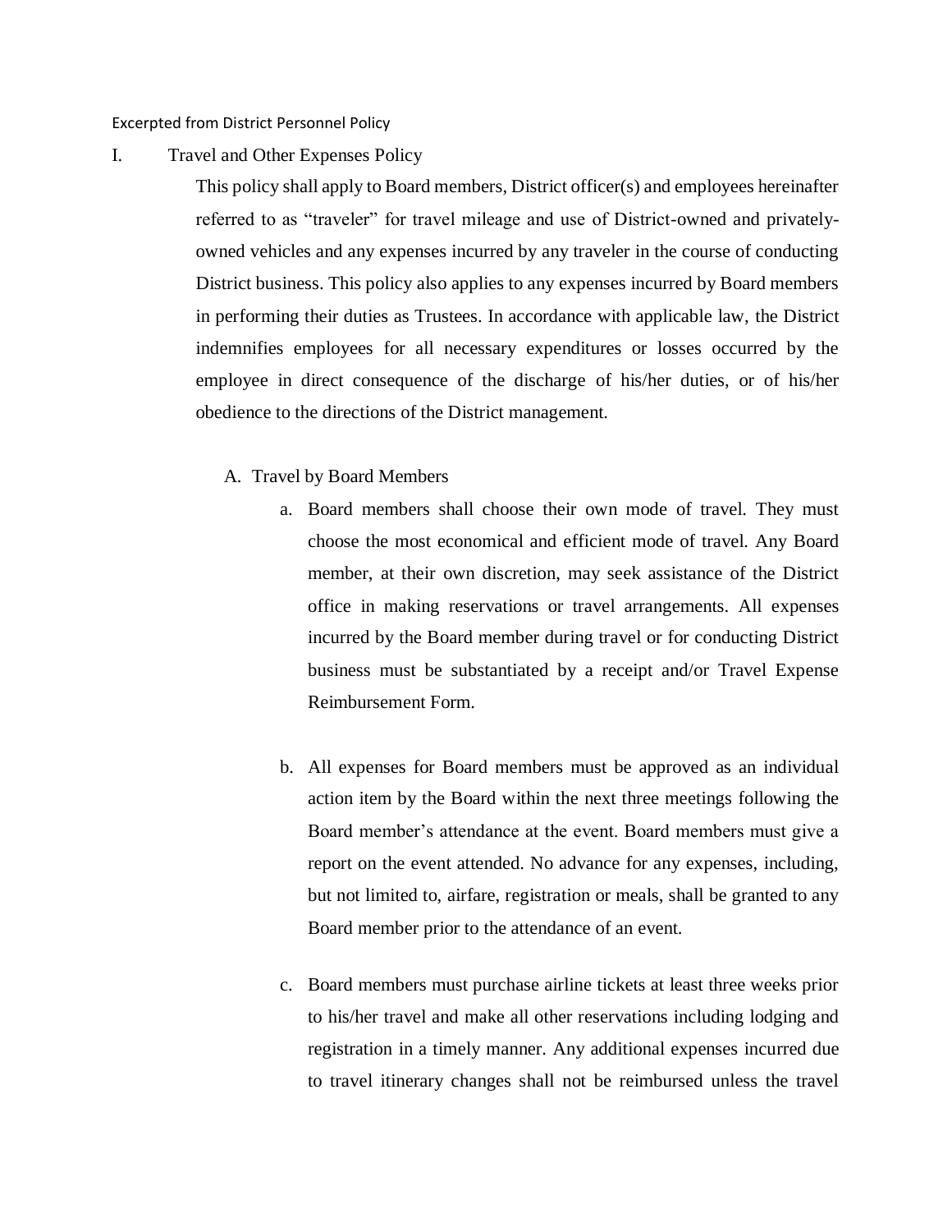Excerpted from District Personnel Policy

# I. Travel and Other Expenses Policy

This policy shall apply to Board members, District officer(s) and employees hereinafter referred to as "traveler" for travel mileage and use of District-owned and privately-owned vehicles and any expenses incurred by any traveler in the course of conducting District business. This policy also applies to any expenses incurred by Board members in performing their duties as Trustees. In accordance with applicable law, the District indemnifies employees for all necessary expenditures or losses occurred by the employee in direct consequence of the discharge of his/her duties, or of his/her obedience to the directions of the District management.

## A. Travel by Board Members

a. Board members shall choose their own mode of travel. They must choose the most economical and efficient mode of travel. Any Board member, at their own discretion, may seek assistance of the District office in making reservations or travel arrangements. All expenses incurred by the Board member during travel or for conducting District business must be substantiated by a receipt and/or Travel Expense Reimbursement Form.

b. All expenses for Board members must be approved as an individual action item by the Board within the next three meetings following the Board member's attendance at the event. Board members must give a report on the event attended. No advance for any expenses, including, but not limited to, airfare, registration or meals, shall be granted to any Board member prior to the attendance of an event.

c. Board members must purchase airline tickets at least three weeks prior to his/her travel and make all other reservations including lodging and registration in a timely manner. Any additional expenses incurred due to travel itinerary changes shall not be reimbursed unless the travel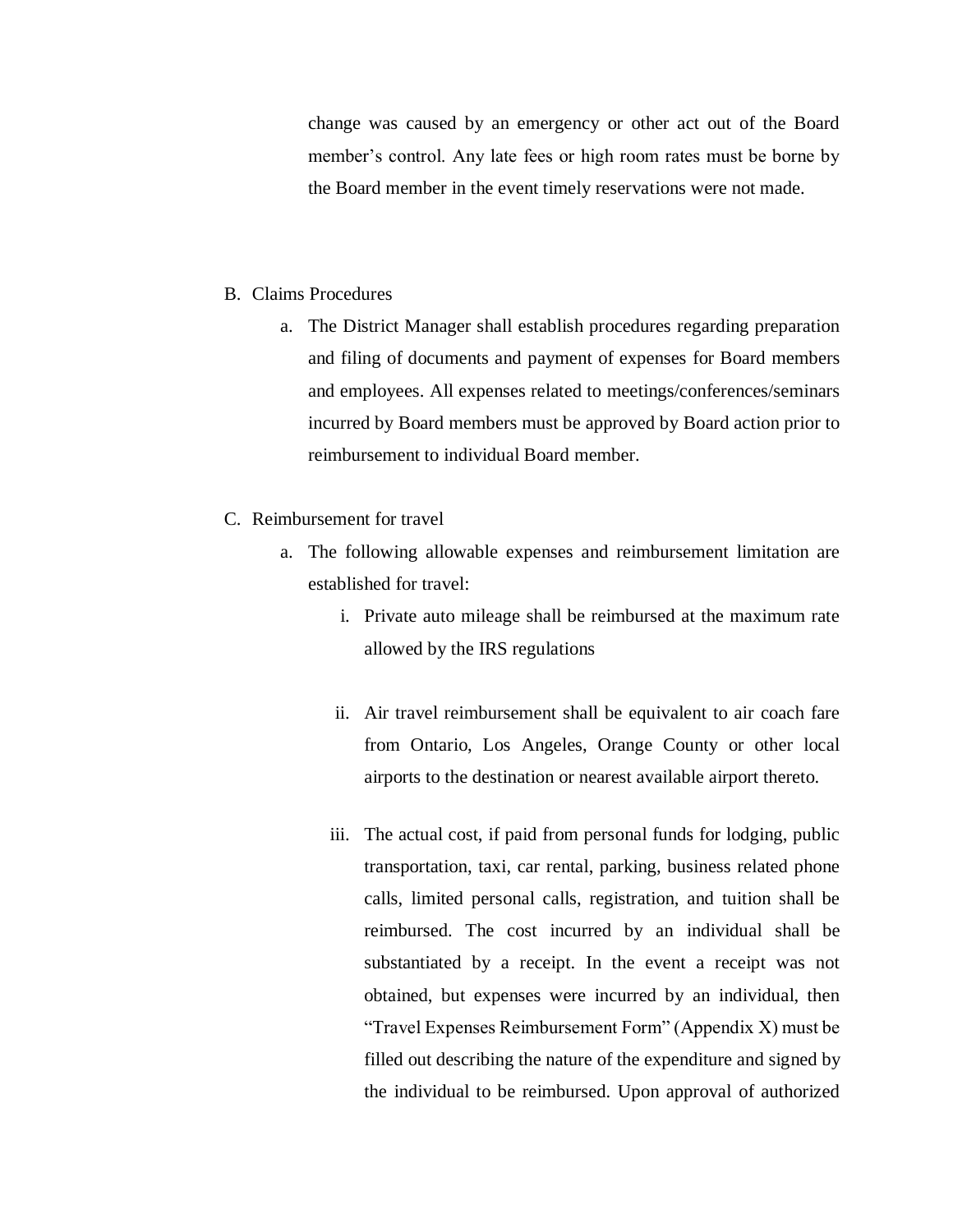change was caused by an emergency or other act out of the Board member's control. Any late fees or high room rates must be borne by the Board member in the event timely reservations were not made.

B. Claims Procedures

   a. The District Manager shall establish procedures regarding preparation and filing of documents and payment of expenses for Board members and employees. All expenses related to meetings/conferences/seminars incurred by Board members must be approved by Board action prior to reimbursement to individual Board member.

C. Reimbursement for travel

   a. The following allowable expenses and reimbursement limitation are established for travel:

      i. Private auto mileage shall be reimbursed at the maximum rate allowed by the IRS regulations

      ii. Air travel reimbursement shall be equivalent to air coach fare from Ontario, Los Angeles, Orange County or other local airports to the destination or nearest available airport thereto.

      iii. The actual cost, if paid from personal funds for lodging, public transportation, taxi, car rental, parking, business related phone calls, limited personal calls, registration, and tuition shall be reimbursed. The cost incurred by an individual shall be substantiated by a receipt. In the event a receipt was not obtained, but expenses were incurred by an individual, then "Travel Expenses Reimbursement Form" (Appendix X) must be filled out describing the nature of the expenditure and signed by the individual to be reimbursed. Upon approval of authorized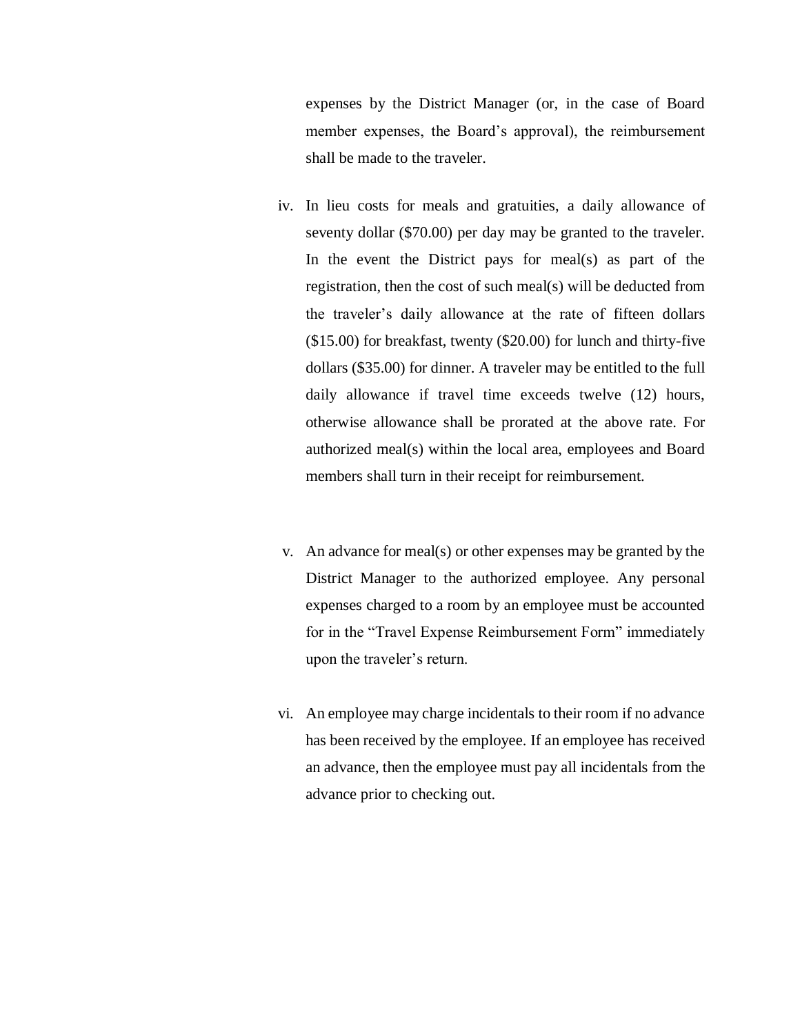expenses by the District Manager (or, in the case of Board member expenses, the Board's approval), the reimbursement shall be made to the traveler.

iv. In lieu costs for meals and gratuities, a daily allowance of seventy dollar ($70.00) per day may be granted to the traveler. In the event the District pays for meal(s) as part of the registration, then the cost of such meal(s) will be deducted from the traveler's daily allowance at the rate of fifteen dollars ($15.00) for breakfast, twenty ($20.00) for lunch and thirty-five dollars ($35.00) for dinner. A traveler may be entitled to the full daily allowance if travel time exceeds twelve (12) hours, otherwise allowance shall be prorated at the above rate. For authorized meal(s) within the local area, employees and Board members shall turn in their receipt for reimbursement.

v. An advance for meal(s) or other expenses may be granted by the District Manager to the authorized employee. Any personal expenses charged to a room by an employee must be accounted for in the "Travel Expense Reimbursement Form" immediately upon the traveler's return.

vi. An employee may charge incidentals to their room if no advance has been received by the employee. If an employee has received an advance, then the employee must pay all incidentals from the advance prior to checking out.